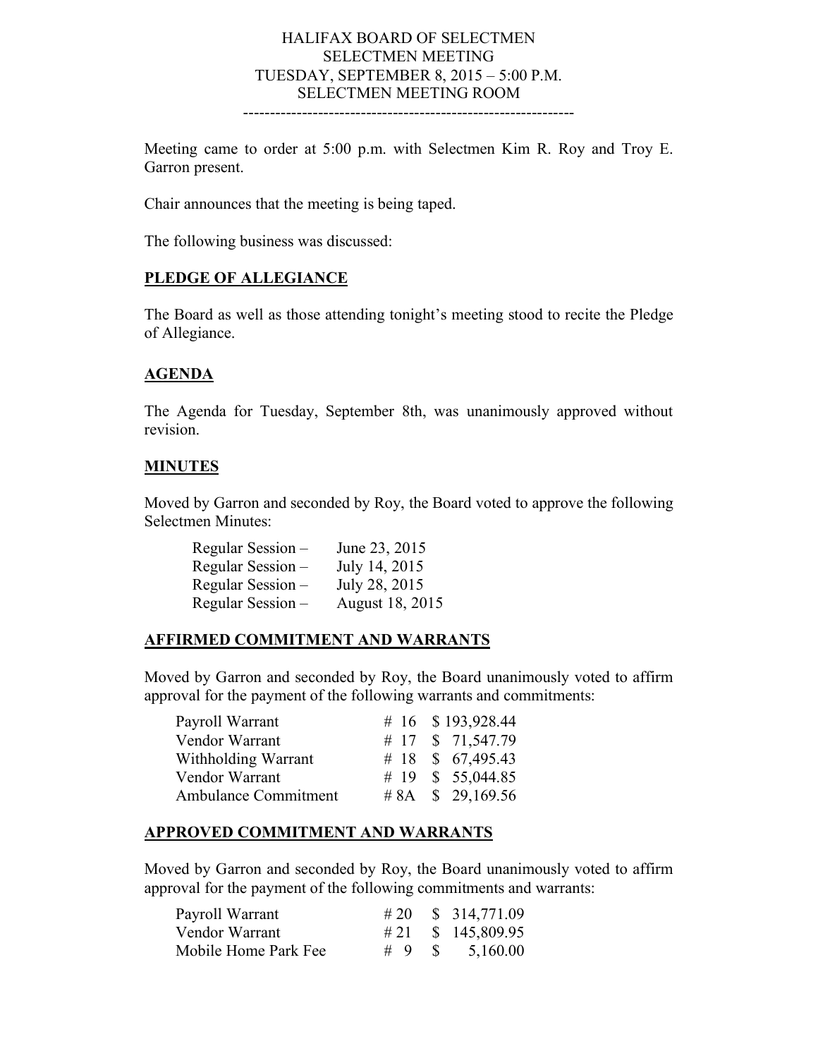HALIFAX BOARD OF SELECTMEN
SELECTMEN MEETING
TUESDAY, SEPTEMBER 8, 2015 – 5:00 P.M.
SELECTMEN MEETING ROOM

---

Meeting came to order at 5:00 p.m. with Selectmen Kim R. Roy and Troy E. Garron present.

Chair announces that the meeting is being taped.

The following business was discussed:

**PLEDGE OF ALLEGIANCE**

The Board as well as those attending tonight's meeting stood to recite the Pledge of Allegiance.

**AGENDA**

The Agenda for Tuesday, September 8th, was unanimously approved without revision.

**MINUTES**

Moved by Garron and seconded by Roy, the Board voted to approve the following Selectmen Minutes:

| | |
|---|---|
| Regular Session – | June 23, 2015 |
| Regular Session – | July 14, 2015 |
| Regular Session – | July 28, 2015 |
| Regular Session – | August 18, 2015 |

**AFFIRMED COMMITMENT AND WARRANTS**

Moved by Garron and seconded by Roy, the Board unanimously voted to affirm approval for the payment of the following warrants and commitments:

| | | |
|---|---|---|
| Payroll Warrant | # 16 | $ 193,928.44 |
| Vendor Warrant | # 17 | $ 71,547.79 |
| Withholding Warrant | # 18 | $ 67,495.43 |
| Vendor Warrant | # 19 | $ 55,044.85 |
| Ambulance Commitment | # 8A | $ 29,169.56 |

**APPROVED COMMITMENT AND WARRANTS**

Moved by Garron and seconded by Roy, the Board unanimously voted to affirm approval for the payment of the following commitments and warrants:

| | | |
|---|---|---|
| Payroll Warrant | # 20 | $ 314,771.09 |
| Vendor Warrant | # 21 | $ 145,809.95 |
| Mobile Home Park Fee | # 9 | $ 5,160.00 |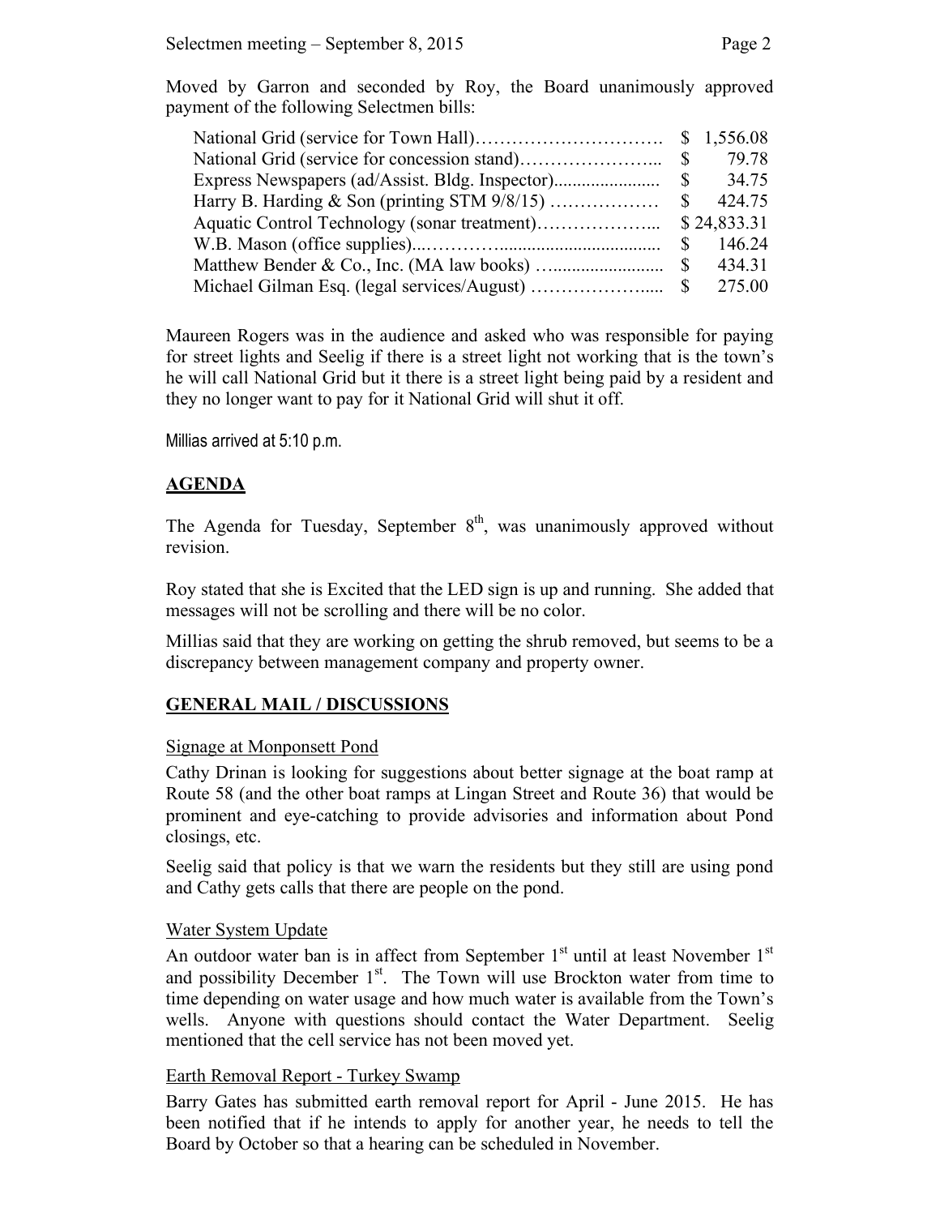Moved by Garron and seconded by Roy, the Board unanimously approved payment of the following Selectmen bills:

| | |
|---|---|
| National Grid (service for Town Hall)…………………………. | $ 1,556.08 |
| National Grid (service for concession stand)…………………... | $ 79.78 |
| Express Newspapers (ad/Assist. Bldg. Inspector)...................... | $ 34.75 |
| Harry B. Harding & Son (printing STM 9/8/15) ……………… | $ 424.75 |
| Aquatic Control Technology (sonar treatment)………………... | $ 24,833.31 |
| W.B. Mason (office supplies)...…………................................... | $ 146.24 |
| Matthew Bender & Co., Inc. (MA law books) …....................... | $ 434.31 |
| Michael Gilman Esq. (legal services/August) ………………..... | $ 275.00 |

Maureen Rogers was in the audience and asked who was responsible for paying for street lights and Seelig if there is a street light not working that is the town's he will call National Grid but it there is a street light being paid by a resident and they no longer want to pay for it National Grid will shut it off.

Millias arrived at 5:10 p.m.

## AGENDA

The Agenda for Tuesday, September 8th, was unanimously approved without revision.

Roy stated that she is Excited that the LED sign is up and running. She added that messages will not be scrolling and there will be no color.

Millias said that they are working on getting the shrub removed, but seems to be a discrepancy between management company and property owner.

## GENERAL MAIL / DISCUSSIONS

### Signage at Monponsett Pond

Cathy Drinan is looking for suggestions about better signage at the boat ramp at Route 58 (and the other boat ramps at Lingan Street and Route 36) that would be prominent and eye-catching to provide advisories and information about Pond closings, etc.

Seelig said that policy is that we warn the residents but they still are using pond and Cathy gets calls that there are people on the pond.

### Water System Update

An outdoor water ban is in affect from September 1st until at least November 1st and possibility December 1st. The Town will use Brockton water from time to time depending on water usage and how much water is available from the Town's wells. Anyone with questions should contact the Water Department. Seelig mentioned that the cell service has not been moved yet.

### Earth Removal Report - Turkey Swamp

Barry Gates has submitted earth removal report for April - June 2015. He has been notified that if he intends to apply for another year, he needs to tell the Board by October so that a hearing can be scheduled in November.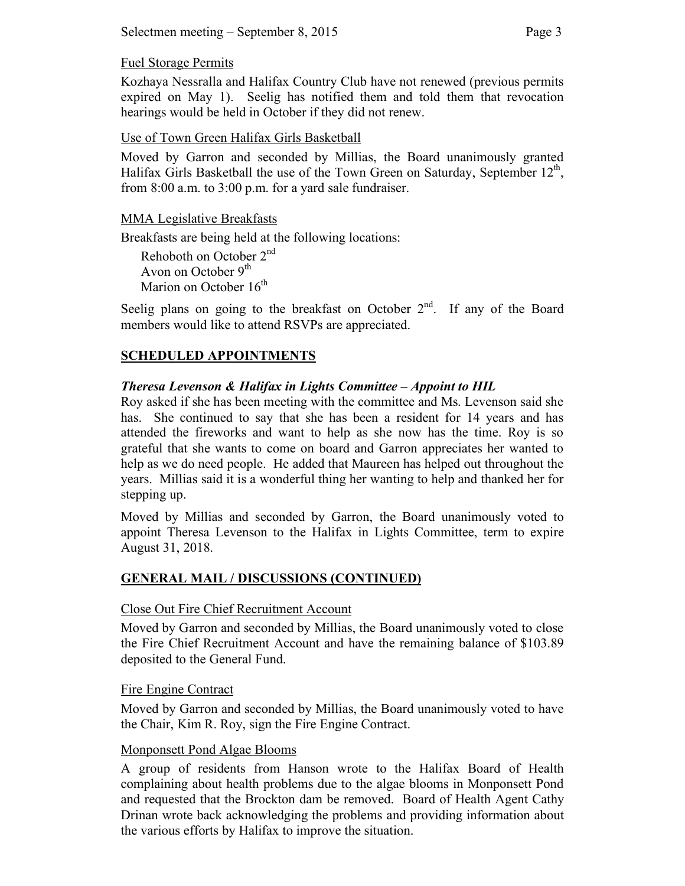Fuel Storage Permits

Kozhaya Nessralla and Halifax Country Club have not renewed (previous permits expired on May 1). Seelig has notified them and told them that revocation hearings would be held in October if they did not renew.

Use of Town Green Halifax Girls Basketball

Moved by Garron and seconded by Millias, the Board unanimously granted Halifax Girls Basketball the use of the Town Green on Saturday, September 12th, from 8:00 a.m. to 3:00 p.m. for a yard sale fundraiser.

MMA Legislative Breakfasts

Breakfasts are being held at the following locations:

Rehoboth on October 2nd
Avon on October 9th
Marion on October 16th

Seelig plans on going to the breakfast on October 2nd. If any of the Board members would like to attend RSVPs are appreciated.

## SCHEDULED APPOINTMENTS

***Theresa Levenson & Halifax in Lights Committee – Appoint to HIL***

Roy asked if she has been meeting with the committee and Ms. Levenson said she has. She continued to say that she has been a resident for 14 years and has attended the fireworks and want to help as she now has the time. Roy is so grateful that she wants to come on board and Garron appreciates her wanted to help as we do need people. He added that Maureen has helped out throughout the years. Millias said it is a wonderful thing her wanting to help and thanked her for stepping up.

Moved by Millias and seconded by Garron, the Board unanimously voted to appoint Theresa Levenson to the Halifax in Lights Committee, term to expire August 31, 2018.

## GENERAL MAIL / DISCUSSIONS (CONTINUED)

Close Out Fire Chief Recruitment Account

Moved by Garron and seconded by Millias, the Board unanimously voted to close the Fire Chief Recruitment Account and have the remaining balance of $103.89 deposited to the General Fund.

Fire Engine Contract

Moved by Garron and seconded by Millias, the Board unanimously voted to have the Chair, Kim R. Roy, sign the Fire Engine Contract.

Monponsett Pond Algae Blooms

A group of residents from Hanson wrote to the Halifax Board of Health complaining about health problems due to the algae blooms in Monponsett Pond and requested that the Brockton dam be removed. Board of Health Agent Cathy Drinan wrote back acknowledging the problems and providing information about the various efforts by Halifax to improve the situation.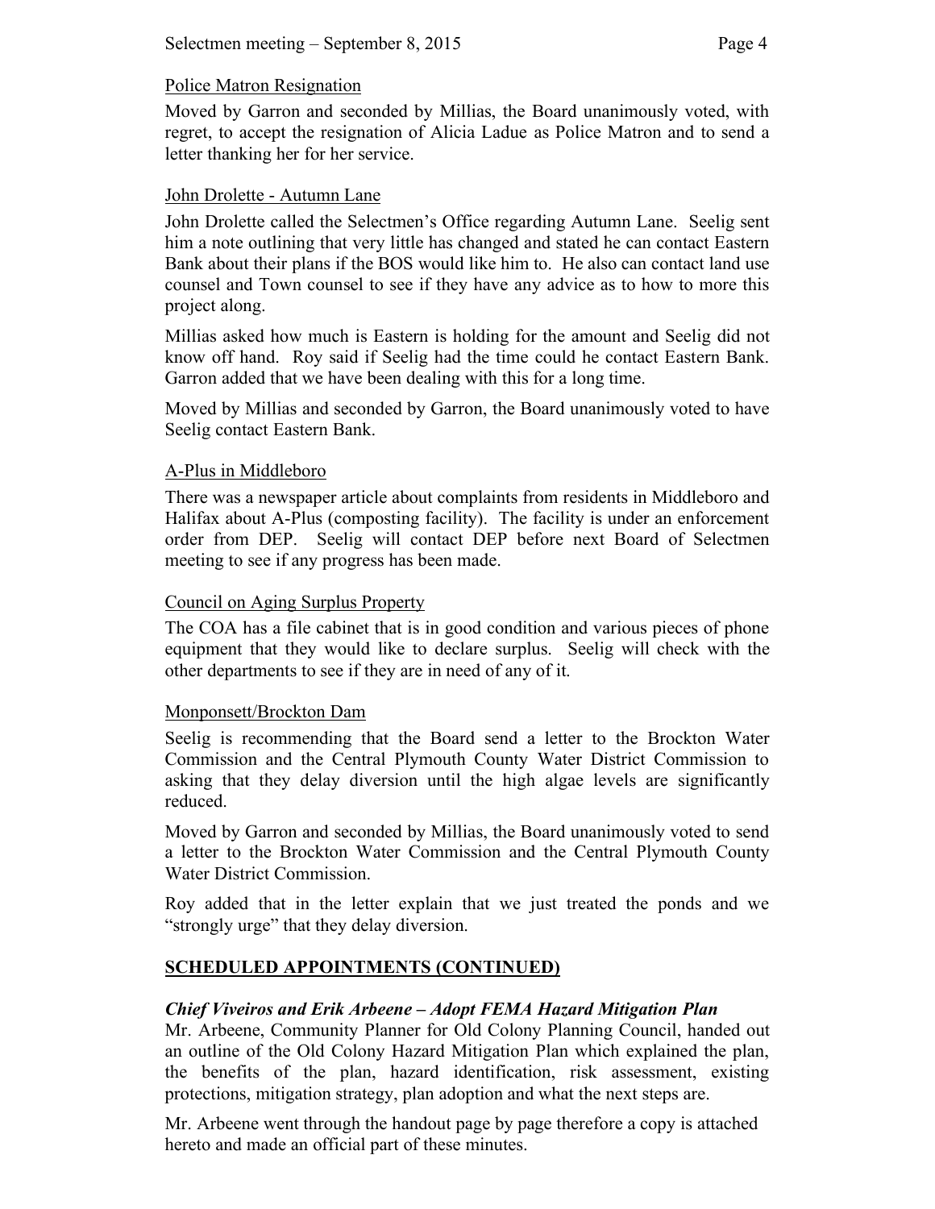### Police Matron Resignation

Moved by Garron and seconded by Millias, the Board unanimously voted, with regret, to accept the resignation of Alicia Ladue as Police Matron and to send a letter thanking her for her service.

### John Drolette - Autumn Lane

John Drolette called the Selectmen's Office regarding Autumn Lane. Seelig sent him a note outlining that very little has changed and stated he can contact Eastern Bank about their plans if the BOS would like him to. He also can contact land use counsel and Town counsel to see if they have any advice as to how to more this project along.

Millias asked how much is Eastern is holding for the amount and Seelig did not know off hand. Roy said if Seelig had the time could he contact Eastern Bank. Garron added that we have been dealing with this for a long time.

Moved by Millias and seconded by Garron, the Board unanimously voted to have Seelig contact Eastern Bank.

### A-Plus in Middleboro

There was a newspaper article about complaints from residents in Middleboro and Halifax about A-Plus (composting facility). The facility is under an enforcement order from DEP. Seelig will contact DEP before next Board of Selectmen meeting to see if any progress has been made.

### Council on Aging Surplus Property

The COA has a file cabinet that is in good condition and various pieces of phone equipment that they would like to declare surplus. Seelig will check with the other departments to see if they are in need of any of it.

### Monponsett/Brockton Dam

Seelig is recommending that the Board send a letter to the Brockton Water Commission and the Central Plymouth County Water District Commission to asking that they delay diversion until the high algae levels are significantly reduced.

Moved by Garron and seconded by Millias, the Board unanimously voted to send a letter to the Brockton Water Commission and the Central Plymouth County Water District Commission.

Roy added that in the letter explain that we just treated the ponds and we "strongly urge" that they delay diversion.

## SCHEDULED APPOINTMENTS (CONTINUED)

### *Chief Viveiros and Erik Arbeene – Adopt FEMA Hazard Mitigation Plan*

Mr. Arbeene, Community Planner for Old Colony Planning Council, handed out an outline of the Old Colony Hazard Mitigation Plan which explained the plan, the benefits of the plan, hazard identification, risk assessment, existing protections, mitigation strategy, plan adoption and what the next steps are.

Mr. Arbeene went through the handout page by page therefore a copy is attached hereto and made an official part of these minutes.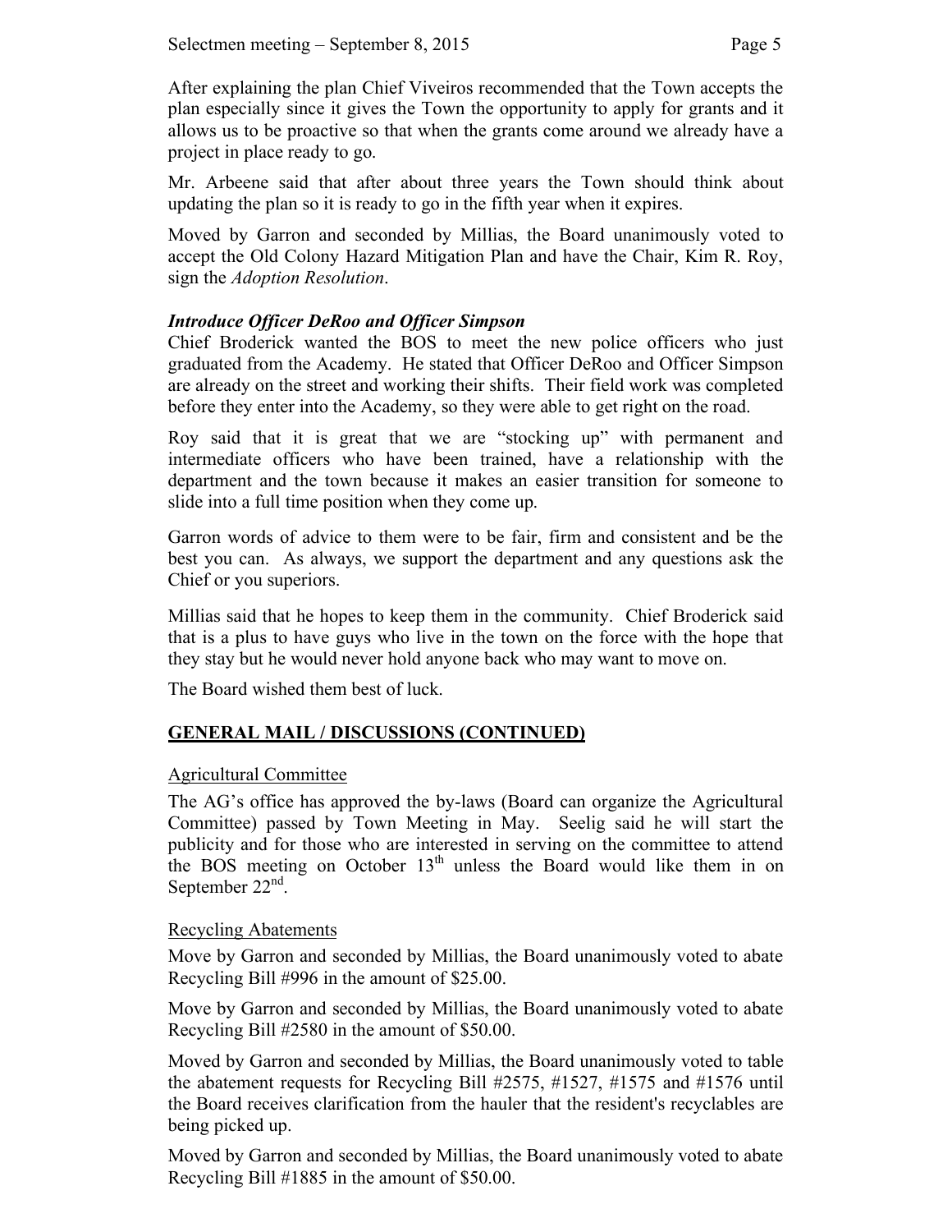After explaining the plan Chief Viveiros recommended that the Town accepts the plan especially since it gives the Town the opportunity to apply for grants and it allows us to be proactive so that when the grants come around we already have a project in place ready to go.

Mr. Arbeene said that after about three years the Town should think about updating the plan so it is ready to go in the fifth year when it expires.

Moved by Garron and seconded by Millias, the Board unanimously voted to accept the Old Colony Hazard Mitigation Plan and have the Chair, Kim R. Roy, sign the *Adoption Resolution*.

***Introduce Officer DeRoo and Officer Simpson***

Chief Broderick wanted the BOS to meet the new police officers who just graduated from the Academy. He stated that Officer DeRoo and Officer Simpson are already on the street and working their shifts. Their field work was completed before they enter into the Academy, so they were able to get right on the road.

Roy said that it is great that we are "stocking up" with permanent and intermediate officers who have been trained, have a relationship with the department and the town because it makes an easier transition for someone to slide into a full time position when they come up.

Garron words of advice to them were to be fair, firm and consistent and be the best you can. As always, we support the department and any questions ask the Chief or you superiors.

Millias said that he hopes to keep them in the community. Chief Broderick said that is a plus to have guys who live in the town on the force with the hope that they stay but he would never hold anyone back who may want to move on.

The Board wished them best of luck.

## GENERAL MAIL / DISCUSSIONS (CONTINUED)

Agricultural Committee

The AG's office has approved the by-laws (Board can organize the Agricultural Committee) passed by Town Meeting in May. Seelig said he will start the publicity and for those who are interested in serving on the committee to attend the BOS meeting on October 13th unless the Board would like them in on September 22nd.

Recycling Abatements

Move by Garron and seconded by Millias, the Board unanimously voted to abate Recycling Bill #996 in the amount of $25.00.

Move by Garron and seconded by Millias, the Board unanimously voted to abate Recycling Bill #2580 in the amount of $50.00.

Moved by Garron and seconded by Millias, the Board unanimously voted to table the abatement requests for Recycling Bill #2575, #1527, #1575 and #1576 until the Board receives clarification from the hauler that the resident's recyclables are being picked up.

Moved by Garron and seconded by Millias, the Board unanimously voted to abate Recycling Bill #1885 in the amount of $50.00.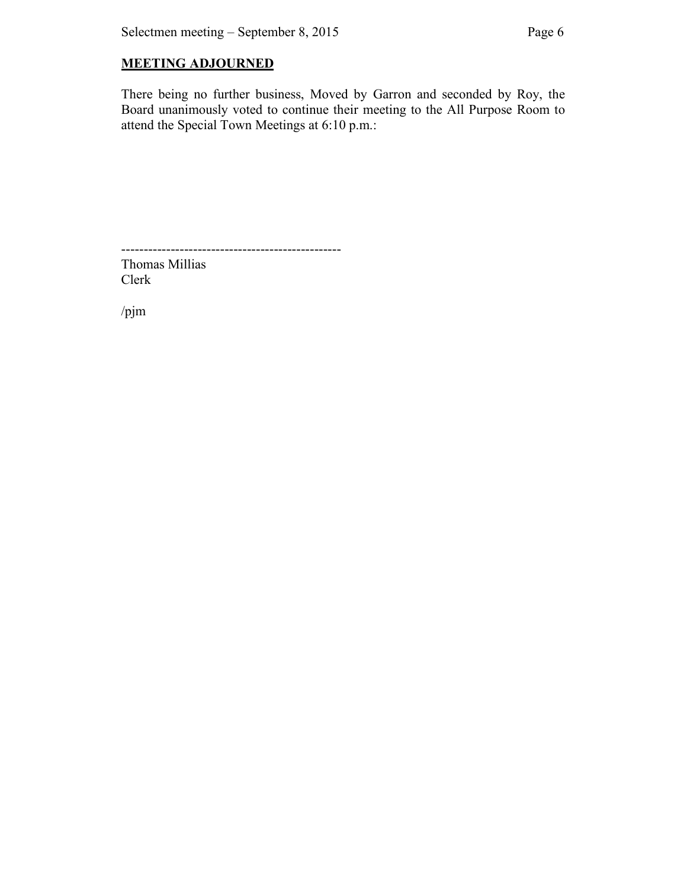## MEETING ADJOURNED

There being no further business, Moved by Garron and seconded by Roy, the Board unanimously voted to continue their meeting to the All Purpose Room to attend the Special Town Meetings at 6:10 p.m.:

------------------------------------------------
Thomas Millias
Clerk

/pjm